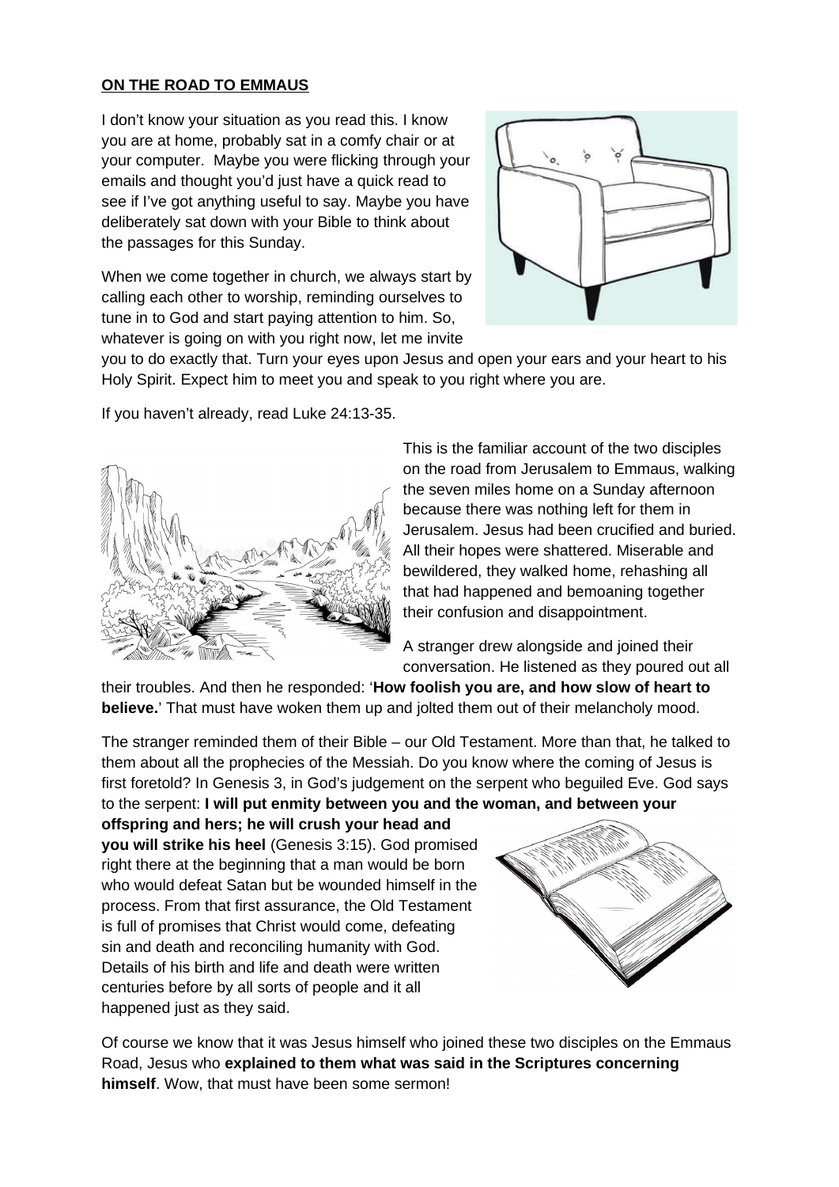**ON THE ROAD TO EMMAUS**

I don't know your situation as you read this. I know you are at home, probably sat in a comfy chair or at your computer. Maybe you were flicking through your emails and thought you'd just have a quick read to see if I've got anything useful to say. Maybe you have deliberately sat down with your Bible to think about the passages for this Sunday.

When we come together in church, we always start by calling each other to worship, reminding ourselves to tune in to God and start paying attention to him. So, whatever is going on with you right now, let me invite you to do exactly that. Turn your eyes upon Jesus and open your ears and your heart to his Holy Spirit. Expect him to meet you and speak to you right where you are.

If you haven't already, read Luke 24:13-35.

This is the familiar account of the two disciples on the road from Jerusalem to Emmaus, walking the seven miles home on a Sunday afternoon because there was nothing left for them in Jerusalem. Jesus had been crucified and buried. All their hopes were shattered. Miserable and bewildered, they walked home, rehashing all that had happened and bemoaning together their confusion and disappointment.

A stranger drew alongside and joined their conversation. He listened as they poured out all their troubles. And then he responded: '**How foolish you are, and how slow of heart to believe.**' That must have woken them up and jolted them out of their melancholy mood.

The stranger reminded them of their Bible – our Old Testament. More than that, he talked to them about all the prophecies of the Messiah. Do you know where the coming of Jesus is first foretold? In Genesis 3, in God's judgement on the serpent who beguiled Eve. God says to the serpent: **I will put enmity between you and the woman, and between your offspring and hers; he will crush your head and you will strike his heel** (Genesis 3:15). God promised right there at the beginning that a man would be born who would defeat Satan but be wounded himself in the process. From that first assurance, the Old Testament is full of promises that Christ would come, defeating sin and death and reconciling humanity with God. Details of his birth and life and death were written centuries before by all sorts of people and it all happened just as they said.

Of course we know that it was Jesus himself who joined these two disciples on the Emmaus Road, Jesus who **explained to them what was said in the Scriptures concerning himself**. Wow, that must have been some sermon!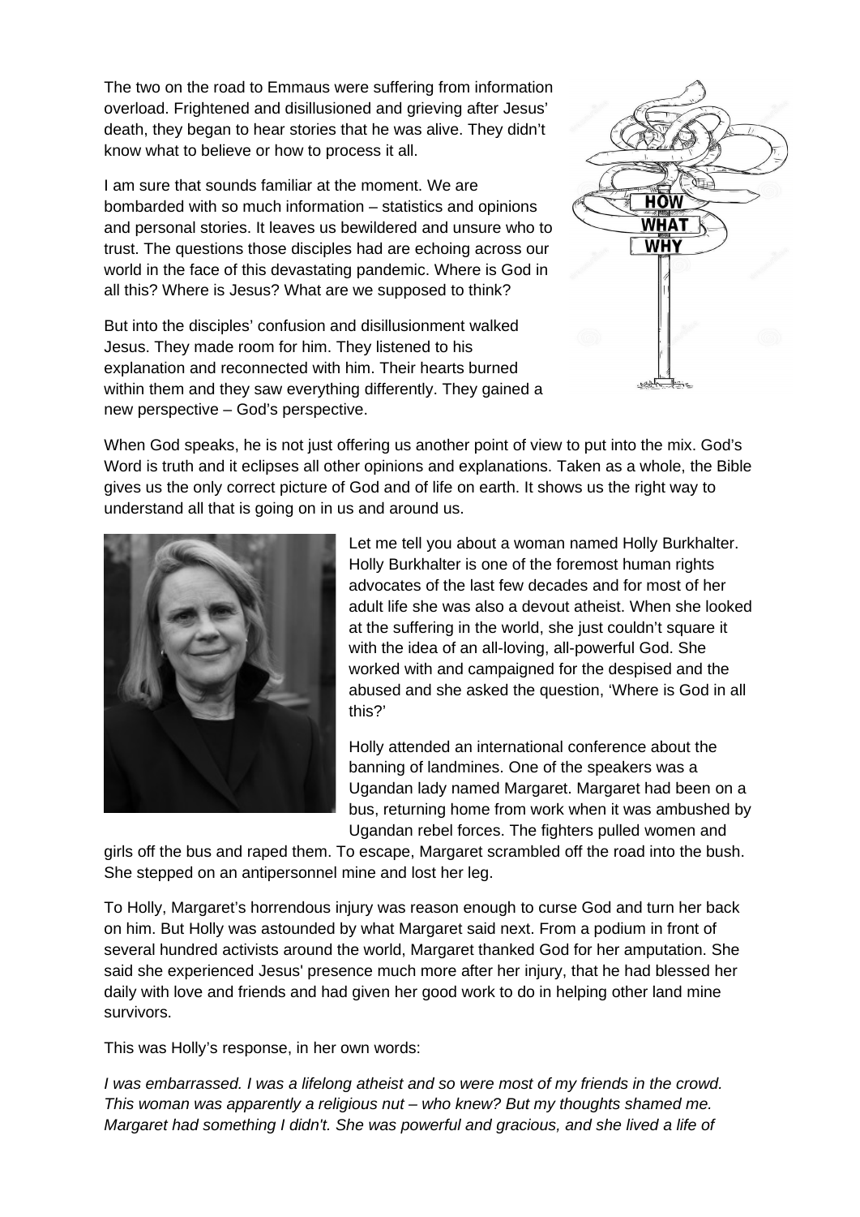The two on the road to Emmaus were suffering from information overload. Frightened and disillusioned and grieving after Jesus' death, they began to hear stories that he was alive. They didn't know what to believe or how to process it all.

I am sure that sounds familiar at the moment. We are bombarded with so much information – statistics and opinions and personal stories. It leaves us bewildered and unsure who to trust. The questions those disciples had are echoing across our world in the face of this devastating pandemic. Where is God in all this? Where is Jesus? What are we supposed to think?

But into the disciples' confusion and disillusionment walked Jesus. They made room for him. They listened to his explanation and reconnected with him. Their hearts burned within them and they saw everything differently. They gained a new perspective – God's perspective.

When God speaks, he is not just offering us another point of view to put into the mix. God's Word is truth and it eclipses all other opinions and explanations. Taken as a whole, the Bible gives us the only correct picture of God and of life on earth. It shows us the right way to understand all that is going on in us and around us.

Let me tell you about a woman named Holly Burkhalter. Holly Burkhalter is one of the foremost human rights advocates of the last few decades and for most of her adult life she was also a devout atheist. When she looked at the suffering in the world, she just couldn't square it with the idea of an all-loving, all-powerful God. She worked with and campaigned for the despised and the abused and she asked the question, 'Where is God in all this?'

Holly attended an international conference about the banning of landmines. One of the speakers was a Ugandan lady named Margaret. Margaret had been on a bus, returning home from work when it was ambushed by Ugandan rebel forces. The fighters pulled women and girls off the bus and raped them. To escape, Margaret scrambled off the road into the bush. She stepped on an antipersonnel mine and lost her leg.

To Holly, Margaret's horrendous injury was reason enough to curse God and turn her back on him. But Holly was astounded by what Margaret said next. From a podium in front of several hundred activists around the world, Margaret thanked God for her amputation. She said she experienced Jesus' presence much more after her injury, that he had blessed her daily with love and friends and had given her good work to do in helping other land mine survivors.

This was Holly's response, in her own words:

*I was embarrassed. I was a lifelong atheist and so were most of my friends in the crowd. This woman was apparently a religious nut – who knew? But my thoughts shamed me. Margaret had something I didn't. She was powerful and gracious, and she lived a life of*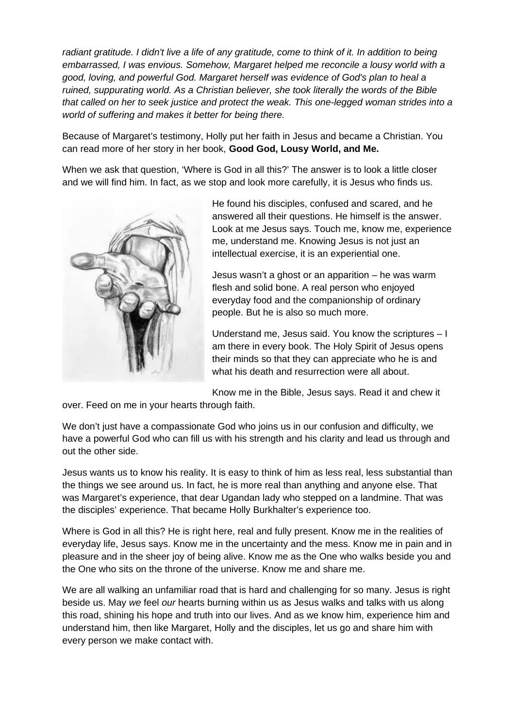*radiant gratitude. I didn't live a life of any gratitude, come to think of it. In addition to being embarrassed, I was envious. Somehow, Margaret helped me reconcile a lousy world with a good, loving, and powerful God. Margaret herself was evidence of God's plan to heal a ruined, suppurating world. As a Christian believer, she took literally the words of the Bible that called on her to seek justice and protect the weak. This one-legged woman strides into a world of suffering and makes it better for being there.*

Because of Margaret's testimony, Holly put her faith in Jesus and became a Christian. You can read more of her story in her book, **Good God, Lousy World, and Me.**

When we ask that question, 'Where is God in all this?' The answer is to look a little closer and we will find him. In fact, as we stop and look more carefully, it is Jesus who finds us.

He found his disciples, confused and scared, and he answered all their questions. He himself is the answer. Look at me Jesus says. Touch me, know me, experience me, understand me. Knowing Jesus is not just an intellectual exercise, it is an experiential one.

Jesus wasn't a ghost or an apparition – he was warm flesh and solid bone. A real person who enjoyed everyday food and the companionship of ordinary people. But he is also so much more.

Understand me, Jesus said. You know the scriptures – I am there in every book. The Holy Spirit of Jesus opens their minds so that they can appreciate who he is and what his death and resurrection were all about.

Know me in the Bible, Jesus says. Read it and chew it over. Feed on me in your hearts through faith.

We don't just have a compassionate God who joins us in our confusion and difficulty, we have a powerful God who can fill us with his strength and his clarity and lead us through and out the other side.

Jesus wants us to know his reality. It is easy to think of him as less real, less substantial than the things we see around us. In fact, he is more real than anything and anyone else. That was Margaret's experience, that dear Ugandan lady who stepped on a landmine. That was the disciples' experience. That became Holly Burkhalter's experience too.

Where is God in all this? He is right here, real and fully present. Know me in the realities of everyday life, Jesus says. Know me in the uncertainty and the mess. Know me in pain and in pleasure and in the sheer joy of being alive. Know me as the One who walks beside you and the One who sits on the throne of the universe. Know me and share me.

We are all walking an unfamiliar road that is hard and challenging for so many. Jesus is right beside us. May *we* feel *our* hearts burning within us as Jesus walks and talks with us along this road, shining his hope and truth into our lives. And as we know him, experience him and understand him, then like Margaret, Holly and the disciples, let us go and share him with every person we make contact with.